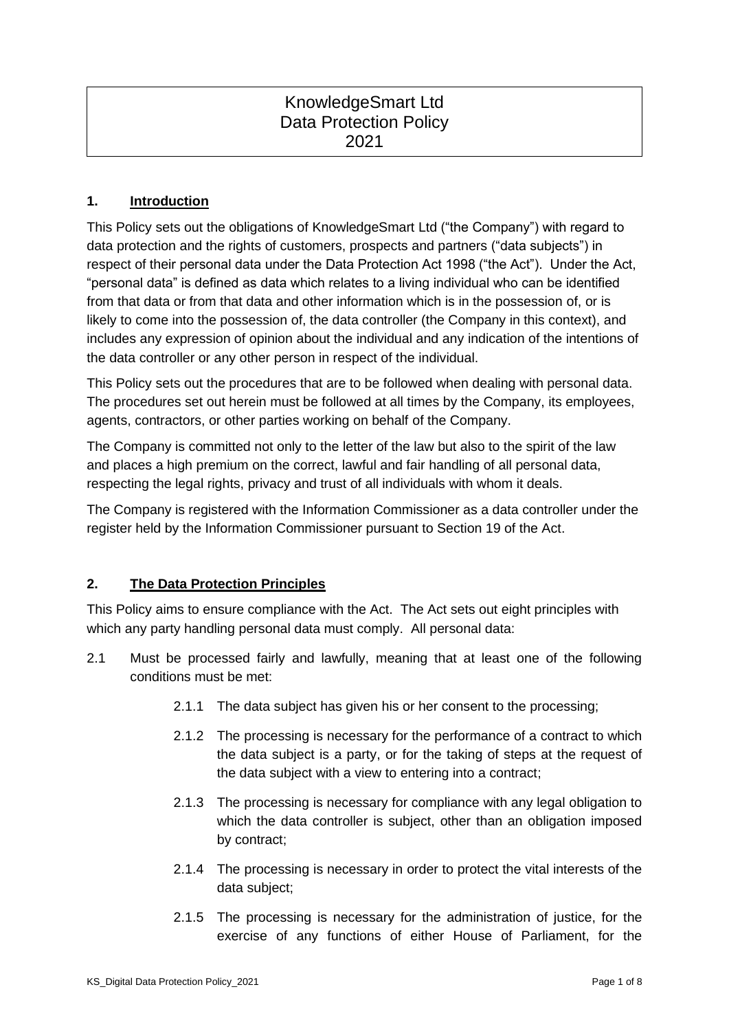# KnowledgeSmart Ltd
# Data Protection Policy
# 2021

## 1. Introduction

This Policy sets out the obligations of KnowledgeSmart Ltd ("the Company") with regard to data protection and the rights of customers, prospects and partners ("data subjects") in respect of their personal data under the Data Protection Act 1998 ("the Act"). Under the Act, "personal data" is defined as data which relates to a living individual who can be identified from that data or from that data and other information which is in the possession of, or is likely to come into the possession of, the data controller (the Company in this context), and includes any expression of opinion about the individual and any indication of the intentions of the data controller or any other person in respect of the individual.

This Policy sets out the procedures that are to be followed when dealing with personal data. The procedures set out herein must be followed at all times by the Company, its employees, agents, contractors, or other parties working on behalf of the Company.

The Company is committed not only to the letter of the law but also to the spirit of the law and places a high premium on the correct, lawful and fair handling of all personal data, respecting the legal rights, privacy and trust of all individuals with whom it deals.

The Company is registered with the Information Commissioner as a data controller under the register held by the Information Commissioner pursuant to Section 19 of the Act.

## 2. The Data Protection Principles

This Policy aims to ensure compliance with the Act. The Act sets out eight principles with which any party handling personal data must comply. All personal data:

2.1 Must be processed fairly and lawfully, meaning that at least one of the following conditions must be met:

- 2.1.1 The data subject has given his or her consent to the processing;
- 2.1.2 The processing is necessary for the performance of a contract to which the data subject is a party, or for the taking of steps at the request of the data subject with a view to entering into a contract;
- 2.1.3 The processing is necessary for compliance with any legal obligation to which the data controller is subject, other than an obligation imposed by contract;
- 2.1.4 The processing is necessary in order to protect the vital interests of the data subject;
- 2.1.5 The processing is necessary for the administration of justice, for the exercise of any functions of either House of Parliament, for the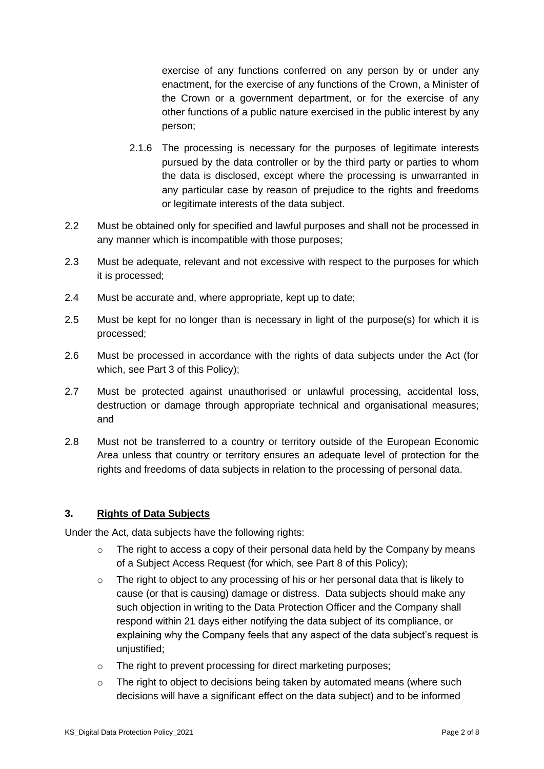exercise of any functions conferred on any person by or under any enactment, for the exercise of any functions of the Crown, a Minister of the Crown or a government department, or for the exercise of any other functions of a public nature exercised in the public interest by any person;

2.1.6 The processing is necessary for the purposes of legitimate interests pursued by the data controller or by the third party or parties to whom the data is disclosed, except where the processing is unwarranted in any particular case by reason of prejudice to the rights and freedoms or legitimate interests of the data subject.

2.2 Must be obtained only for specified and lawful purposes and shall not be processed in any manner which is incompatible with those purposes;

2.3 Must be adequate, relevant and not excessive with respect to the purposes for which it is processed;

2.4 Must be accurate and, where appropriate, kept up to date;

2.5 Must be kept for no longer than is necessary in light of the purpose(s) for which it is processed;

2.6 Must be processed in accordance with the rights of data subjects under the Act (for which, see Part 3 of this Policy);

2.7 Must be protected against unauthorised or unlawful processing, accidental loss, destruction or damage through appropriate technical and organisational measures; and

2.8 Must not be transferred to a country or territory outside of the European Economic Area unless that country or territory ensures an adequate level of protection for the rights and freedoms of data subjects in relation to the processing of personal data.

## 3. Rights of Data Subjects

Under the Act, data subjects have the following rights:

- The right to access a copy of their personal data held by the Company by means of a Subject Access Request (for which, see Part 8 of this Policy);
- The right to object to any processing of his or her personal data that is likely to cause (or that is causing) damage or distress. Data subjects should make any such objection in writing to the Data Protection Officer and the Company shall respond within 21 days either notifying the data subject of its compliance, or explaining why the Company feels that any aspect of the data subject's request is unjustified;
- The right to prevent processing for direct marketing purposes;
- The right to object to decisions being taken by automated means (where such decisions will have a significant effect on the data subject) and to be informed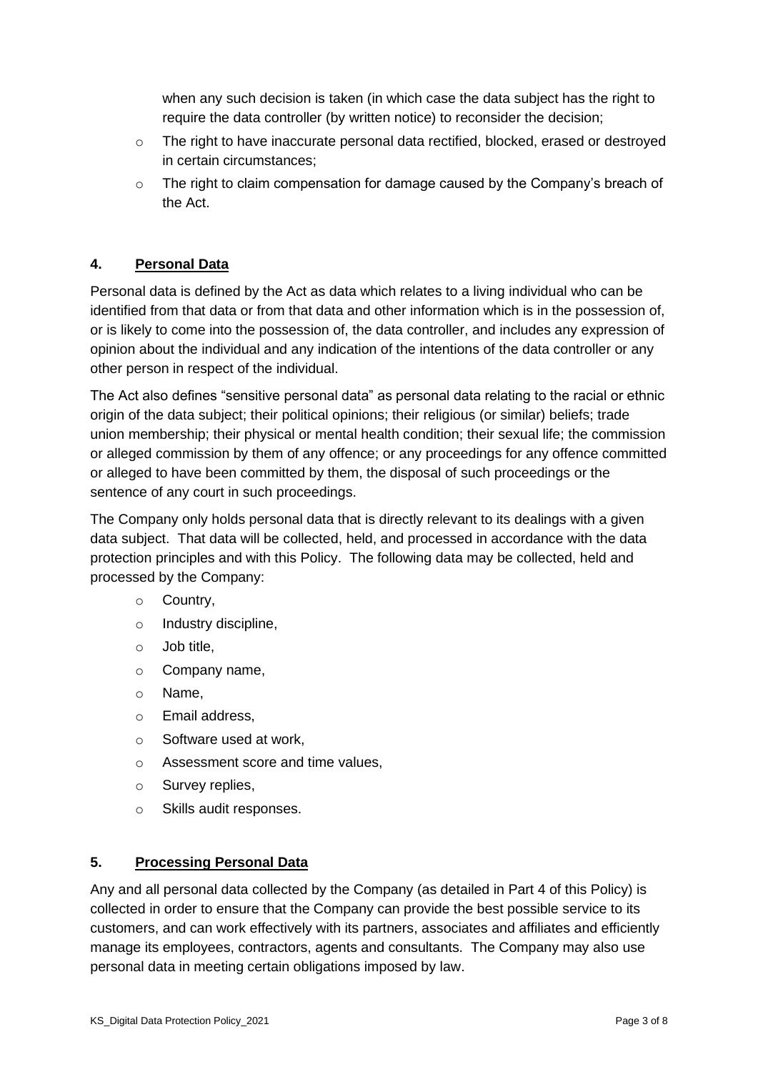when any such decision is taken (in which case the data subject has the right to require the data controller (by written notice) to reconsider the decision;

- The right to have inaccurate personal data rectified, blocked, erased or destroyed in certain circumstances;
- The right to claim compensation for damage caused by the Company's breach of the Act.

## 4. Personal Data

Personal data is defined by the Act as data which relates to a living individual who can be identified from that data or from that data and other information which is in the possession of, or is likely to come into the possession of, the data controller, and includes any expression of opinion about the individual and any indication of the intentions of the data controller or any other person in respect of the individual.

The Act also defines "sensitive personal data" as personal data relating to the racial or ethnic origin of the data subject; their political opinions; their religious (or similar) beliefs; trade union membership; their physical or mental health condition; their sexual life; the commission or alleged commission by them of any offence; or any proceedings for any offence committed or alleged to have been committed by them, the disposal of such proceedings or the sentence of any court in such proceedings.

The Company only holds personal data that is directly relevant to its dealings with a given data subject. That data will be collected, held, and processed in accordance with the data protection principles and with this Policy. The following data may be collected, held and processed by the Company:

- Country,
- Industry discipline,
- Job title,
- Company name,
- Name,
- Email address,
- Software used at work,
- Assessment score and time values,
- Survey replies,
- Skills audit responses.

## 5. Processing Personal Data

Any and all personal data collected by the Company (as detailed in Part 4 of this Policy) is collected in order to ensure that the Company can provide the best possible service to its customers, and can work effectively with its partners, associates and affiliates and efficiently manage its employees, contractors, agents and consultants. The Company may also use personal data in meeting certain obligations imposed by law.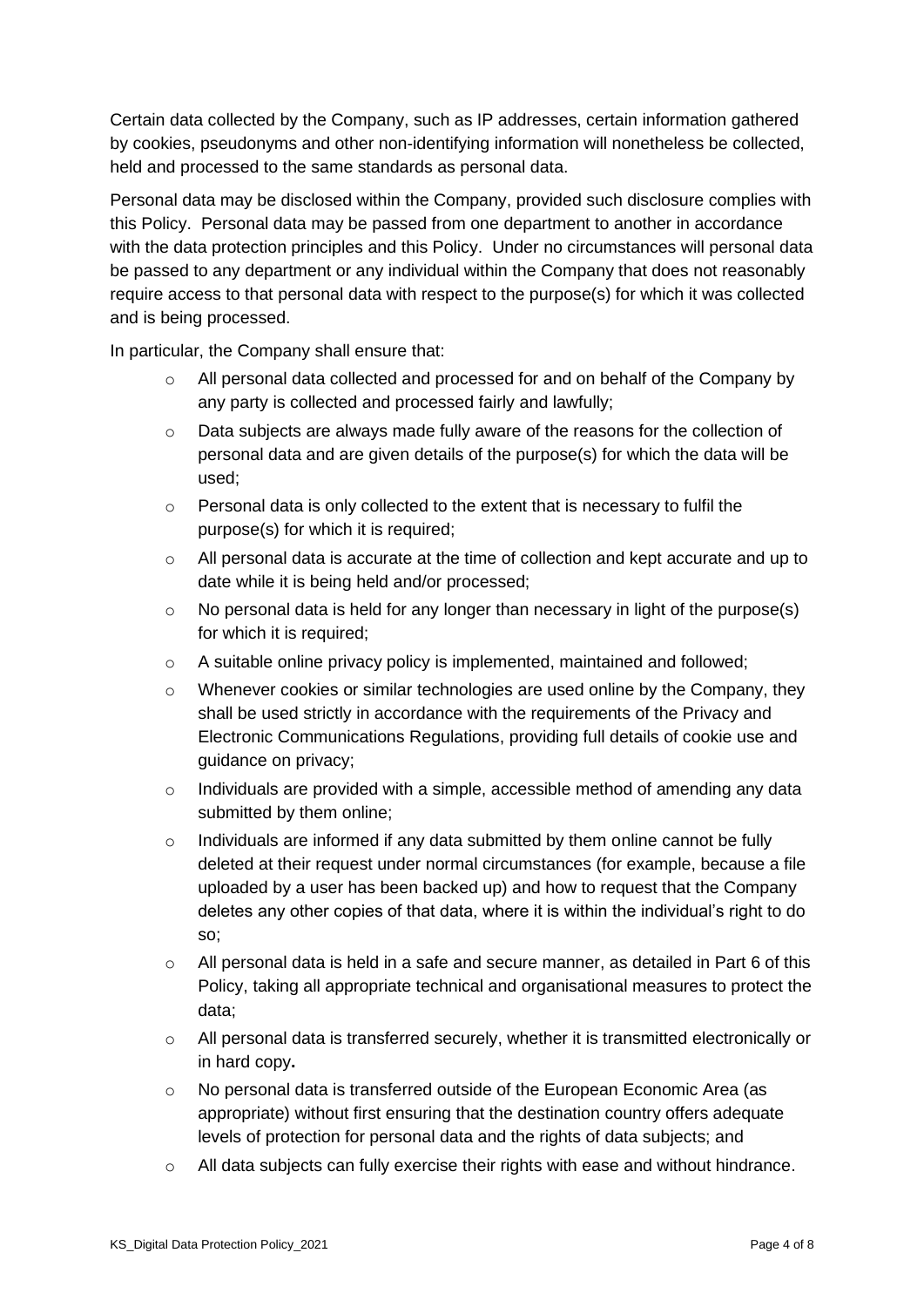Certain data collected by the Company, such as IP addresses, certain information gathered by cookies, pseudonyms and other non-identifying information will nonetheless be collected, held and processed to the same standards as personal data.

Personal data may be disclosed within the Company, provided such disclosure complies with this Policy. Personal data may be passed from one department to another in accordance with the data protection principles and this Policy. Under no circumstances will personal data be passed to any department or any individual within the Company that does not reasonably require access to that personal data with respect to the purpose(s) for which it was collected and is being processed.

In particular, the Company shall ensure that:

- All personal data collected and processed for and on behalf of the Company by any party is collected and processed fairly and lawfully;
- Data subjects are always made fully aware of the reasons for the collection of personal data and are given details of the purpose(s) for which the data will be used;
- Personal data is only collected to the extent that is necessary to fulfil the purpose(s) for which it is required;
- All personal data is accurate at the time of collection and kept accurate and up to date while it is being held and/or processed;
- No personal data is held for any longer than necessary in light of the purpose(s) for which it is required;
- A suitable online privacy policy is implemented, maintained and followed;
- Whenever cookies or similar technologies are used online by the Company, they shall be used strictly in accordance with the requirements of the Privacy and Electronic Communications Regulations, providing full details of cookie use and guidance on privacy;
- Individuals are provided with a simple, accessible method of amending any data submitted by them online;
- Individuals are informed if any data submitted by them online cannot be fully deleted at their request under normal circumstances (for example, because a file uploaded by a user has been backed up) and how to request that the Company deletes any other copies of that data, where it is within the individual's right to do so;
- All personal data is held in a safe and secure manner, as detailed in Part 6 of this Policy, taking all appropriate technical and organisational measures to protect the data;
- All personal data is transferred securely, whether it is transmitted electronically or in hard copy**.**
- No personal data is transferred outside of the European Economic Area (as appropriate) without first ensuring that the destination country offers adequate levels of protection for personal data and the rights of data subjects; and
- All data subjects can fully exercise their rights with ease and without hindrance.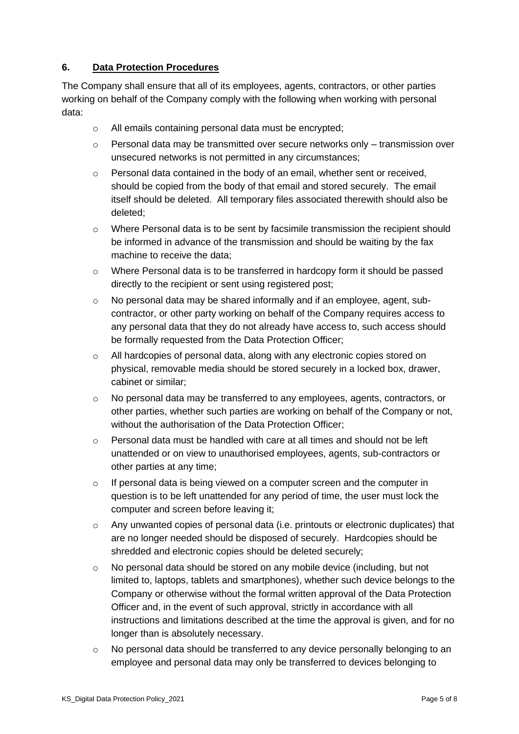### 6. **Data Protection Procedures**

The Company shall ensure that all of its employees, agents, contractors, or other parties working on behalf of the Company comply with the following when working with personal data:

- All emails containing personal data must be encrypted;
- Personal data may be transmitted over secure networks only – transmission over unsecured networks is not permitted in any circumstances;
- Personal data contained in the body of an email, whether sent or received, should be copied from the body of that email and stored securely. The email itself should be deleted. All temporary files associated therewith should also be deleted;
- Where Personal data is to be sent by facsimile transmission the recipient should be informed in advance of the transmission and should be waiting by the fax machine to receive the data;
- Where Personal data is to be transferred in hardcopy form it should be passed directly to the recipient or sent using registered post;
- No personal data may be shared informally and if an employee, agent, sub-contractor, or other party working on behalf of the Company requires access to any personal data that they do not already have access to, such access should be formally requested from the Data Protection Officer;
- All hardcopies of personal data, along with any electronic copies stored on physical, removable media should be stored securely in a locked box, drawer, cabinet or similar;
- No personal data may be transferred to any employees, agents, contractors, or other parties, whether such parties are working on behalf of the Company or not, without the authorisation of the Data Protection Officer;
- Personal data must be handled with care at all times and should not be left unattended or on view to unauthorised employees, agents, sub-contractors or other parties at any time;
- If personal data is being viewed on a computer screen and the computer in question is to be left unattended for any period of time, the user must lock the computer and screen before leaving it;
- Any unwanted copies of personal data (i.e. printouts or electronic duplicates) that are no longer needed should be disposed of securely. Hardcopies should be shredded and electronic copies should be deleted securely;
- No personal data should be stored on any mobile device (including, but not limited to, laptops, tablets and smartphones), whether such device belongs to the Company or otherwise without the formal written approval of the Data Protection Officer and, in the event of such approval, strictly in accordance with all instructions and limitations described at the time the approval is given, and for no longer than is absolutely necessary.
- No personal data should be transferred to any device personally belonging to an employee and personal data may only be transferred to devices belonging to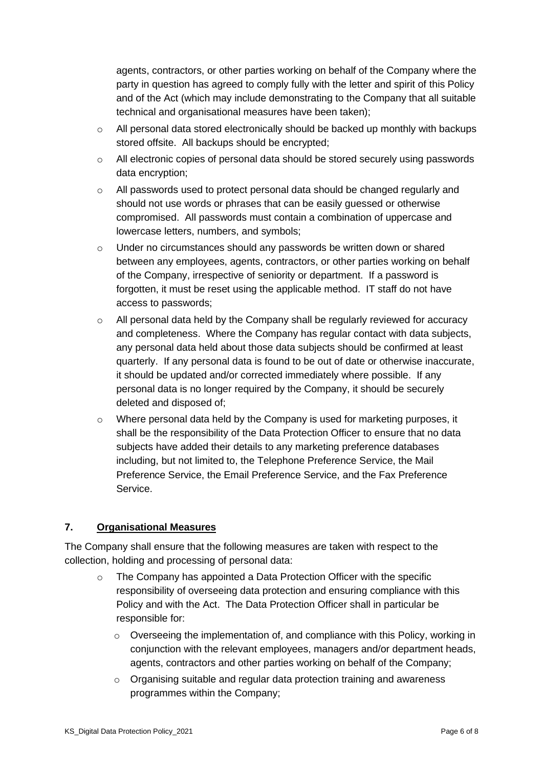agents, contractors, or other parties working on behalf of the Company where the party in question has agreed to comply fully with the letter and spirit of this Policy and of the Act (which may include demonstrating to the Company that all suitable technical and organisational measures have been taken);

- All personal data stored electronically should be backed up monthly with backups stored offsite. All backups should be encrypted;
- All electronic copies of personal data should be stored securely using passwords data encryption;
- All passwords used to protect personal data should be changed regularly and should not use words or phrases that can be easily guessed or otherwise compromised. All passwords must contain a combination of uppercase and lowercase letters, numbers, and symbols;
- Under no circumstances should any passwords be written down or shared between any employees, agents, contractors, or other parties working on behalf of the Company, irrespective of seniority or department. If a password is forgotten, it must be reset using the applicable method. IT staff do not have access to passwords;
- All personal data held by the Company shall be regularly reviewed for accuracy and completeness. Where the Company has regular contact with data subjects, any personal data held about those data subjects should be confirmed at least quarterly. If any personal data is found to be out of date or otherwise inaccurate, it should be updated and/or corrected immediately where possible. If any personal data is no longer required by the Company, it should be securely deleted and disposed of;
- Where personal data held by the Company is used for marketing purposes, it shall be the responsibility of the Data Protection Officer to ensure that no data subjects have added their details to any marketing preference databases including, but not limited to, the Telephone Preference Service, the Mail Preference Service, the Email Preference Service, and the Fax Preference Service.

## 7. Organisational Measures

The Company shall ensure that the following measures are taken with respect to the collection, holding and processing of personal data:

- The Company has appointed a Data Protection Officer with the specific responsibility of overseeing data protection and ensuring compliance with this Policy and with the Act. The Data Protection Officer shall in particular be responsible for:
  - Overseeing the implementation of, and compliance with this Policy, working in conjunction with the relevant employees, managers and/or department heads, agents, contractors and other parties working on behalf of the Company;
  - Organising suitable and regular data protection training and awareness programmes within the Company;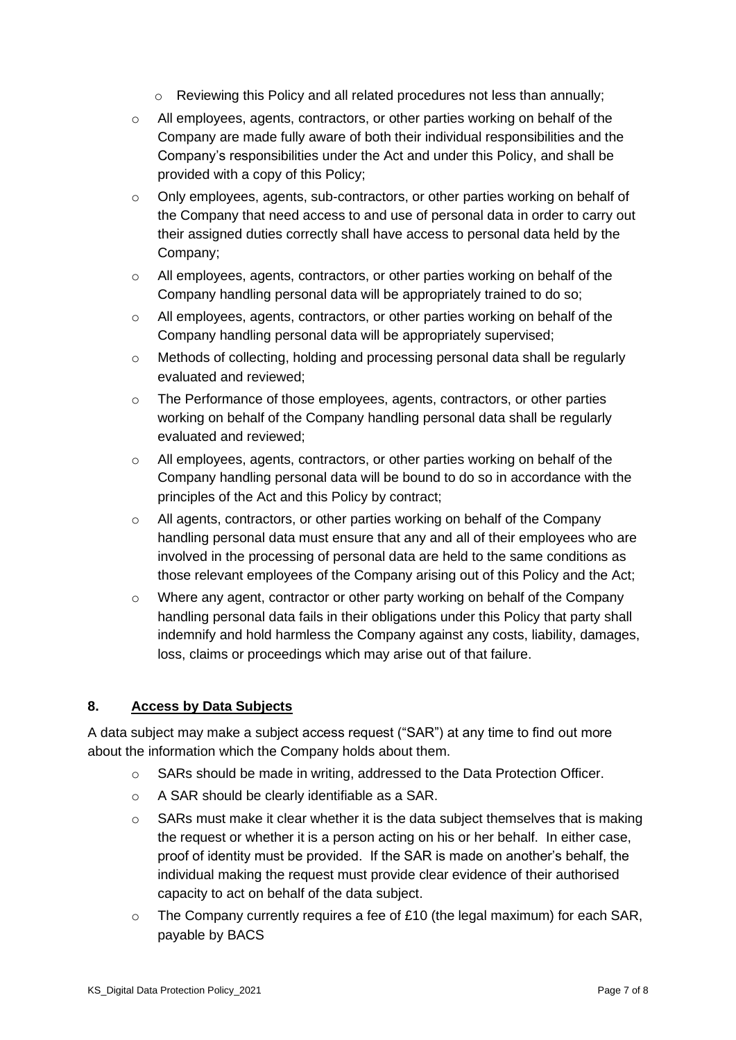- Reviewing this Policy and all related procedures not less than annually;
- All employees, agents, contractors, or other parties working on behalf of the Company are made fully aware of both their individual responsibilities and the Company's responsibilities under the Act and under this Policy, and shall be provided with a copy of this Policy;
- Only employees, agents, sub-contractors, or other parties working on behalf of the Company that need access to and use of personal data in order to carry out their assigned duties correctly shall have access to personal data held by the Company;
- All employees, agents, contractors, or other parties working on behalf of the Company handling personal data will be appropriately trained to do so;
- All employees, agents, contractors, or other parties working on behalf of the Company handling personal data will be appropriately supervised;
- Methods of collecting, holding and processing personal data shall be regularly evaluated and reviewed;
- The Performance of those employees, agents, contractors, or other parties working on behalf of the Company handling personal data shall be regularly evaluated and reviewed;
- All employees, agents, contractors, or other parties working on behalf of the Company handling personal data will be bound to do so in accordance with the principles of the Act and this Policy by contract;
- All agents, contractors, or other parties working on behalf of the Company handling personal data must ensure that any and all of their employees who are involved in the processing of personal data are held to the same conditions as those relevant employees of the Company arising out of this Policy and the Act;
- Where any agent, contractor or other party working on behalf of the Company handling personal data fails in their obligations under this Policy that party shall indemnify and hold harmless the Company against any costs, liability, damages, loss, claims or proceedings which may arise out of that failure.

## 8. Access by Data Subjects

A data subject may make a subject access request ("SAR") at any time to find out more about the information which the Company holds about them.

- SARs should be made in writing, addressed to the Data Protection Officer.
- A SAR should be clearly identifiable as a SAR.
- SARs must make it clear whether it is the data subject themselves that is making the request or whether it is a person acting on his or her behalf. In either case, proof of identity must be provided. If the SAR is made on another's behalf, the individual making the request must provide clear evidence of their authorised capacity to act on behalf of the data subject.
- The Company currently requires a fee of £10 (the legal maximum) for each SAR, payable by BACS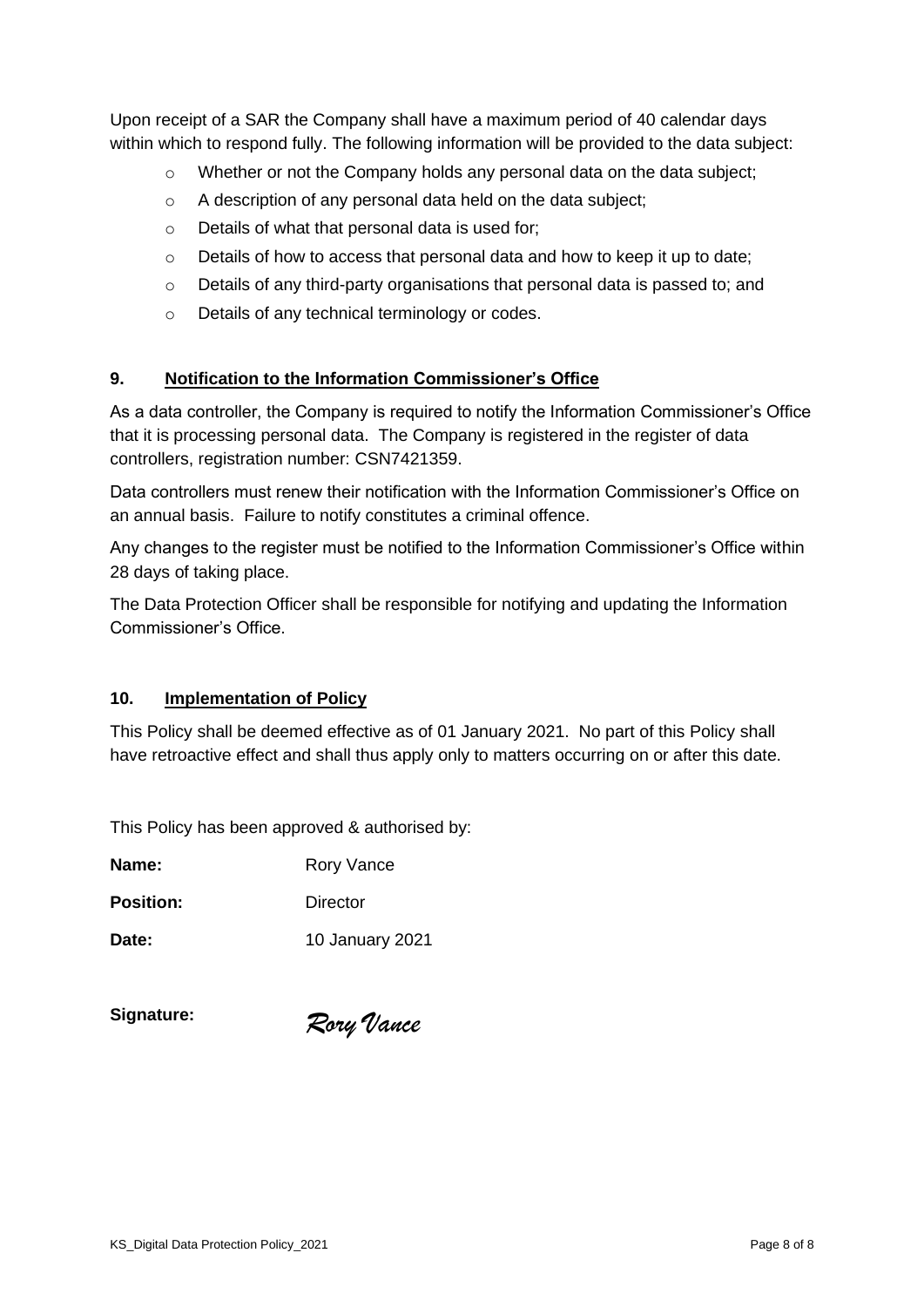Upon receipt of a SAR the Company shall have a maximum period of 40 calendar days within which to respond fully. The following information will be provided to the data subject:

- Whether or not the Company holds any personal data on the data subject;
- A description of any personal data held on the data subject;
- Details of what that personal data is used for;
- Details of how to access that personal data and how to keep it up to date;
- Details of any third-party organisations that personal data is passed to; and
- Details of any technical terminology or codes.

## 9. Notification to the Information Commissioner's Office

As a data controller, the Company is required to notify the Information Commissioner's Office that it is processing personal data. The Company is registered in the register of data controllers, registration number: CSN7421359.

Data controllers must renew their notification with the Information Commissioner's Office on an annual basis. Failure to notify constitutes a criminal offence.

Any changes to the register must be notified to the Information Commissioner's Office within 28 days of taking place.

The Data Protection Officer shall be responsible for notifying and updating the Information Commissioner's Office.

## 10. Implementation of Policy

This Policy shall be deemed effective as of 01 January 2021. No part of this Policy shall have retroactive effect and shall thus apply only to matters occurring on or after this date.

This Policy has been approved & authorised by:

**Name:** Rory Vance

**Position:** Director

**Date:** 10 January 2021

**Signature:** *Rory Vance*